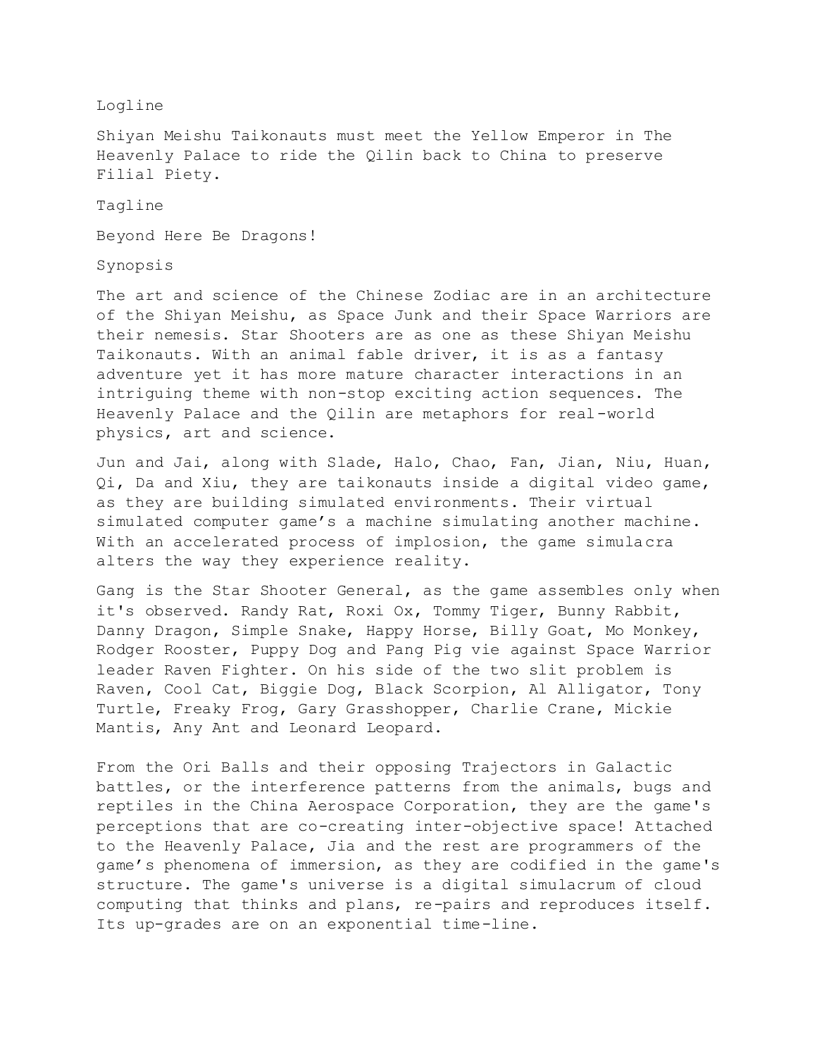## Logline

Shiyan Meishu Taikonauts must meet the Yellow Emperor in The Heavenly Palace to ride the Qilin back to China to preserve Filial Piety.

## Tagline

Beyond Here Be Dragons!

## Synopsis

The art and science of the Chinese Zodiac are in an architecture of the Shiyan Meishu, as Space Junk and their Space Warriors are their nemesis. Star Shooters are as one as these Shiyan Meishu Taikonauts. With an animal fable driver, it is as a fantasy adventure yet it has more mature character interactions in an intriguing theme with non-stop exciting action sequences. The Heavenly Palace and the Qilin are metaphors for real-world physics, art and science.

Jun and Jai, along with Slade, Halo, Chao, Fan, Jian, Niu, Huan, Qi, Da and Xiu, they are taikonauts inside a digital video game, as they are building simulated environments. Their virtual simulated computer game's a machine simulating another machine. With an accelerated process of implosion, the game simulacra alters the way they experience reality.

Gang is the Star Shooter General, as the game assembles only when it's observed. Randy Rat, Roxi Ox, Tommy Tiger, Bunny Rabbit, Danny Dragon, Simple Snake, Happy Horse, Billy Goat, Mo Monkey, Rodger Rooster, Puppy Dog and Pang Pig vie against Space Warrior leader Raven Fighter. On his side of the two slit problem is Raven, Cool Cat, Biggie Dog, Black Scorpion, Al Alligator, Tony Turtle, Freaky Frog, Gary Grasshopper, Charlie Crane, Mickie Mantis, Any Ant and Leonard Leopard.

From the Ori Balls and their opposing Trajectors in Galactic battles, or the interference patterns from the animals, bugs and reptiles in the China Aerospace Corporation, they are the game's perceptions that are co-creating inter-objective space! Attached to the Heavenly Palace, Jia and the rest are programmers of the game's phenomena of immersion, as they are codified in the game's structure. The game's universe is a digital simulacrum of cloud computing that thinks and plans, re-pairs and reproduces itself. Its up-grades are on an exponential time-line.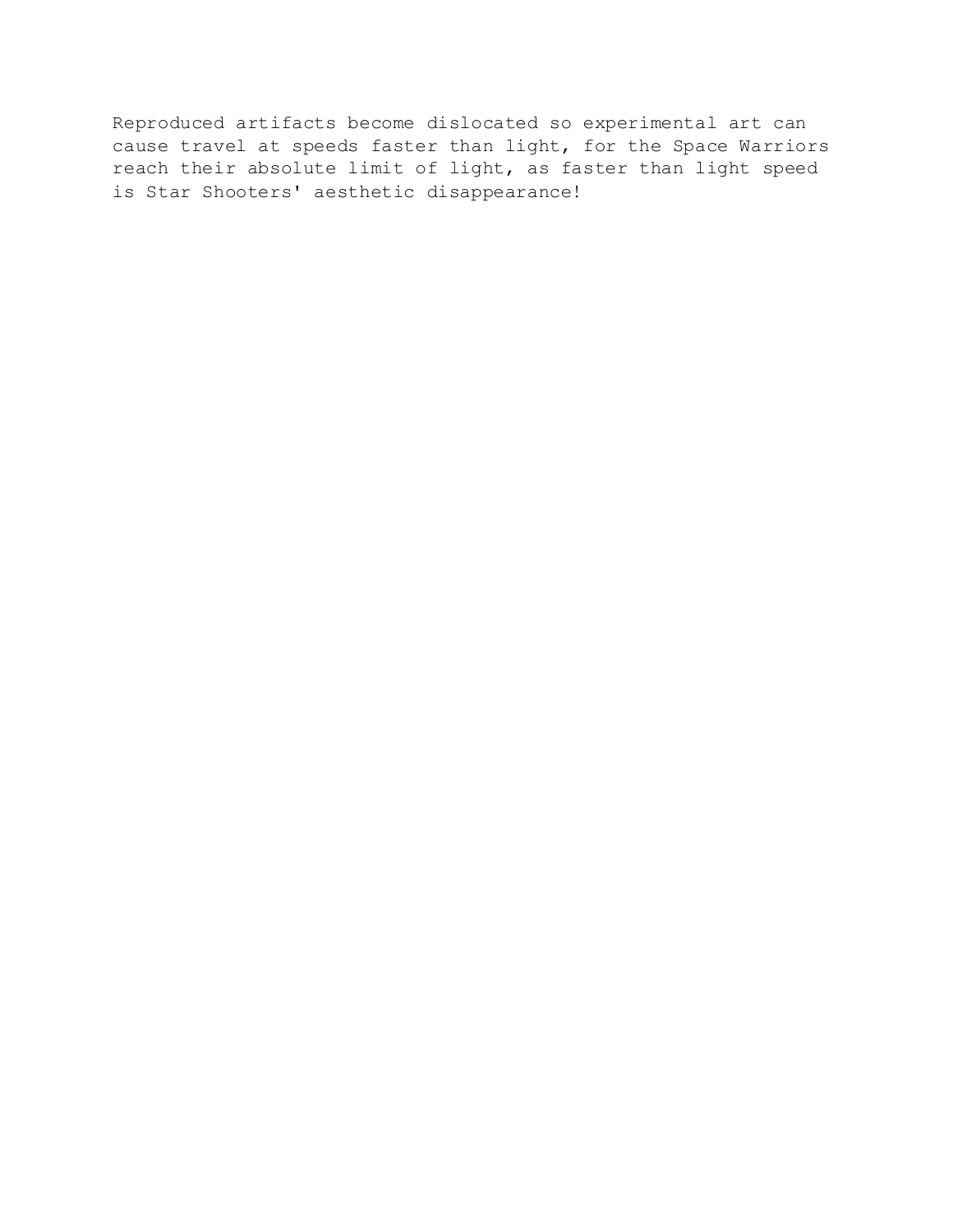Reproduced artifacts become dislocated so experimental art can cause travel at speeds faster than light, for the Space Warriors reach their absolute limit of light, as faster than light speed is Star Shooters' aesthetic disappearance!